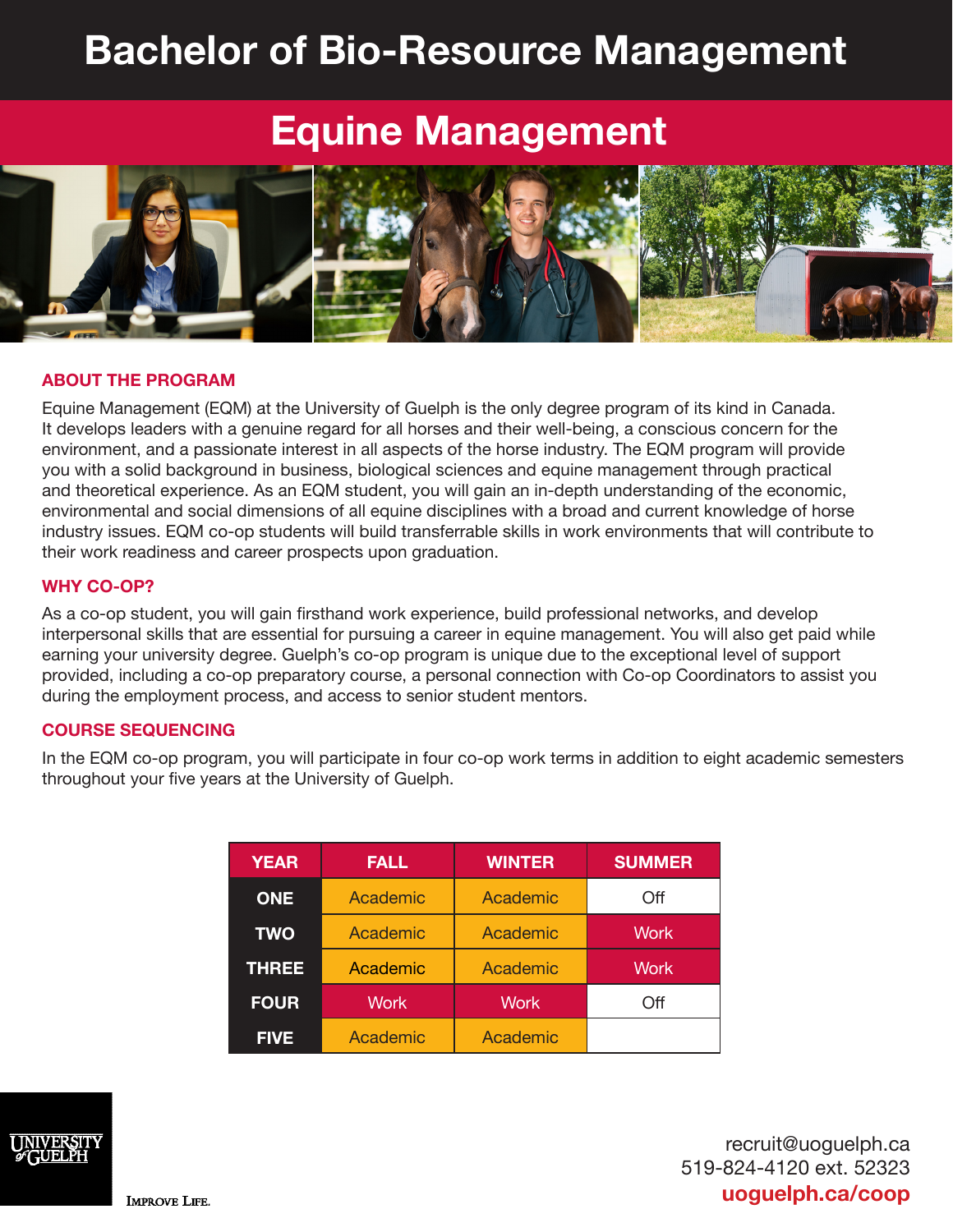# Bachelor of Bio-Resource Management

## Equine Management

### ABOUT THE PROGRAM

Equine Management (EQM) at the University of Guelph is the only degree program of its kind in Canada. It develops leaders with a genuine regard for all horses and their well-being, a conscious concern for the environment, and a passionate interest in all aspects of the horse industry. The EQM program will provide you with a solid background in business, biological sciences and equine management through practical and theoretical experience. As an EQM student, you will gain an in-depth understanding of the economic, environmental and social dimensions of all equine disciplines with a broad and current knowledge of horse industry issues. EQM co-op students will build transferrable skills in work environments that will contribute to their work readiness and career prospects upon graduation.

### WHY CO-OP?

As a co-op student, you will gain firsthand work experience, build professional networks, and develop interpersonal skills that are essential for pursuing a career in equine management. You will also get paid while earning your university degree. Guelph's co-op program is unique due to the exceptional level of support provided, including a co-op preparatory course, a personal connection with Co-op Coordinators to assist you during the employment process, and access to senior student mentors.

### COURSE SEQUENCING

In the EQM co-op program, you will participate in four co-op work terms in addition to eight academic semesters throughout your five years at the University of Guelph.

| YEAR | FALL | WINTER | SUMMER |
|---|---|---|---|
| ONE | Academic | Academic | Off |
| TWO | Academic | Academic | Work |
| THREE | Academic | Academic | Work |
| FOUR | Work | Work | Off |
| FIVE | Academic | Academic | |

UNIVERSITY of GUELPH

IMPROVE LIFE.

recruit@uoguelph.ca
519-824-4120 ext. 52323
**uoguelph.ca/coop**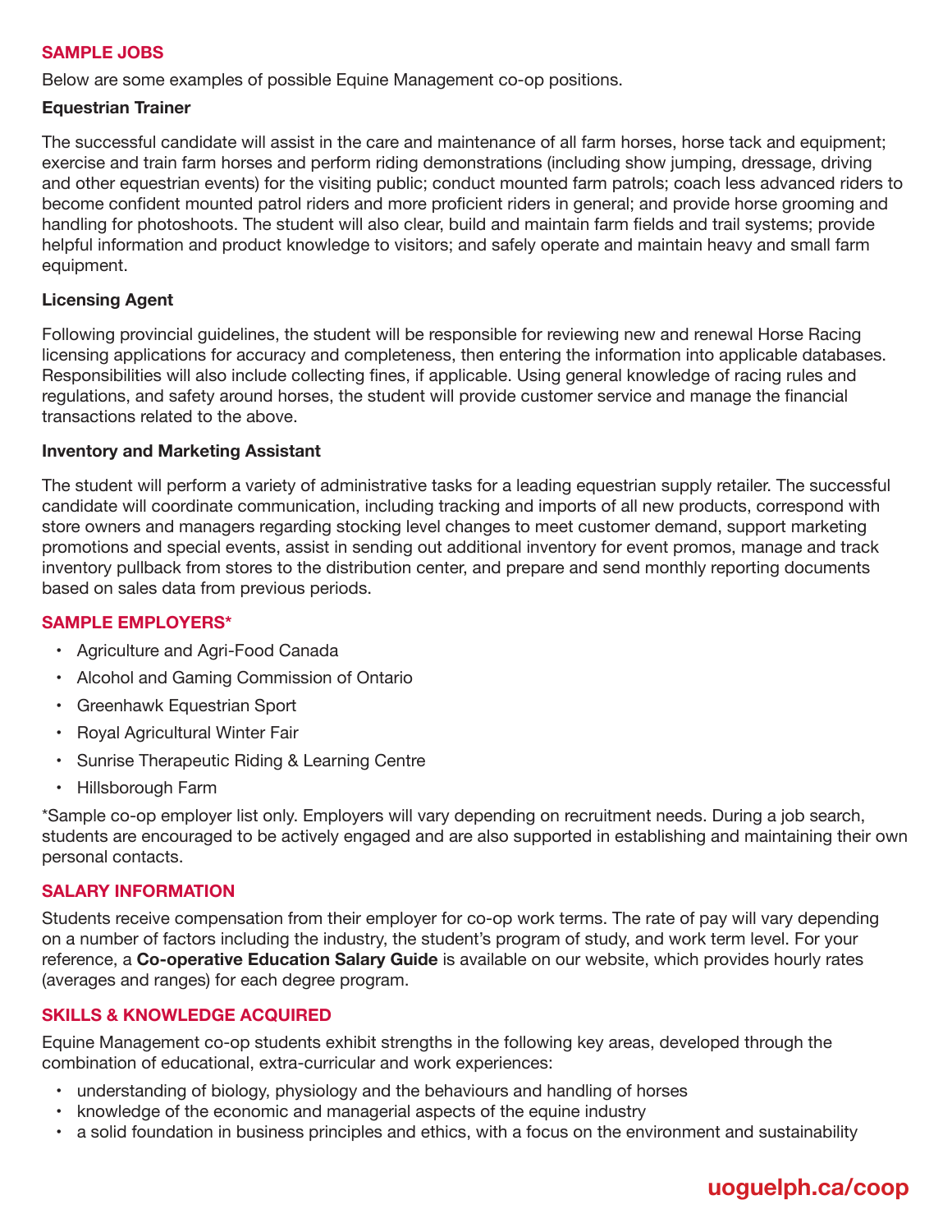## SAMPLE JOBS

Below are some examples of possible Equine Management co-op positions.

**Equestrian Trainer**

The successful candidate will assist in the care and maintenance of all farm horses, horse tack and equipment; exercise and train farm horses and perform riding demonstrations (including show jumping, dressage, driving and other equestrian events) for the visiting public; conduct mounted farm patrols; coach less advanced riders to become confident mounted patrol riders and more proficient riders in general; and provide horse grooming and handling for photoshoots. The student will also clear, build and maintain farm fields and trail systems; provide helpful information and product knowledge to visitors; and safely operate and maintain heavy and small farm equipment.

**Licensing Agent**

Following provincial guidelines, the student will be responsible for reviewing new and renewal Horse Racing licensing applications for accuracy and completeness, then entering the information into applicable databases. Responsibilities will also include collecting fines, if applicable. Using general knowledge of racing rules and regulations, and safety around horses, the student will provide customer service and manage the financial transactions related to the above.

**Inventory and Marketing Assistant**

The student will perform a variety of administrative tasks for a leading equestrian supply retailer. The successful candidate will coordinate communication, including tracking and imports of all new products, correspond with store owners and managers regarding stocking level changes to meet customer demand, support marketing promotions and special events, assist in sending out additional inventory for event promos, manage and track inventory pullback from stores to the distribution center, and prepare and send monthly reporting documents based on sales data from previous periods.

## SAMPLE EMPLOYERS*

- Agriculture and Agri-Food Canada
- Alcohol and Gaming Commission of Ontario
- Greenhawk Equestrian Sport
- Royal Agricultural Winter Fair
- Sunrise Therapeutic Riding & Learning Centre
- Hillsborough Farm

*Sample co-op employer list only. Employers will vary depending on recruitment needs. During a job search, students are encouraged to be actively engaged and are also supported in establishing and maintaining their own personal contacts.

## SALARY INFORMATION

Students receive compensation from their employer for co-op work terms. The rate of pay will vary depending on a number of factors including the industry, the student's program of study, and work term level. For your reference, a **Co-operative Education Salary Guide** is available on our website, which provides hourly rates (averages and ranges) for each degree program.

## SKILLS & KNOWLEDGE ACQUIRED

Equine Management co-op students exhibit strengths in the following key areas, developed through the combination of educational, extra-curricular and work experiences:

- understanding of biology, physiology and the behaviours and handling of horses
- knowledge of the economic and managerial aspects of the equine industry
- a solid foundation in business principles and ethics, with a focus on the environment and sustainability

**uoguelph.ca/coop**